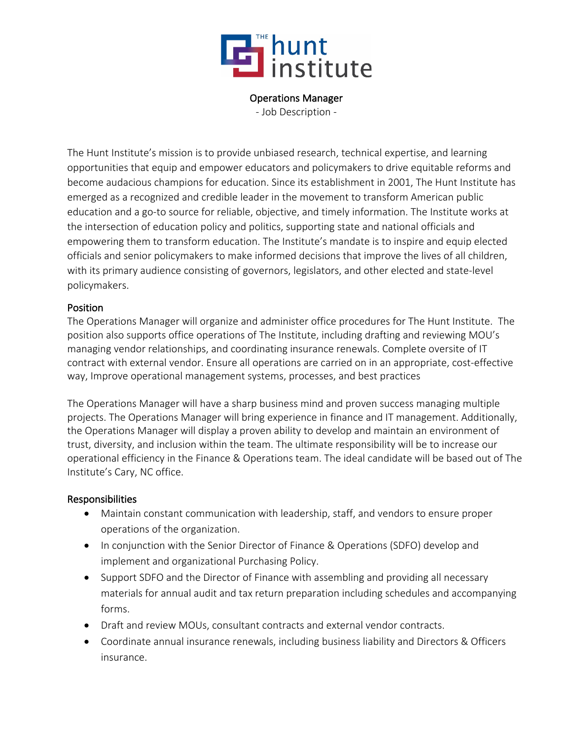# Operations Manager

- Job Description -

The Hunt Institute's mission is to provide unbiased research, technical expertise, and learning opportunities that equip and empower educators and policymakers to drive equitable reforms and become audacious champions for education. Since its establishment in 2001, The Hunt Institute has emerged as a recognized and credible leader in the movement to transform American public education and a go-to source for reliable, objective, and timely information. The Institute works at the intersection of education policy and politics, supporting state and national officials and empowering them to transform education. The Institute's mandate is to inspire and equip elected officials and senior policymakers to make informed decisions that improve the lives of all children, with its primary audience consisting of governors, legislators, and other elected and state-level policymakers.

## Position

The Operations Manager will organize and administer office procedures for The Hunt Institute. The position also supports office operations of The Institute, including drafting and reviewing MOU's managing vendor relationships, and coordinating insurance renewals. Complete oversite of IT contract with external vendor. Ensure all operations are carried on in an appropriate, cost-effective way, Improve operational management systems, processes, and best practices

The Operations Manager will have a sharp business mind and proven success managing multiple projects. The Operations Manager will bring experience in finance and IT management. Additionally, the Operations Manager will display a proven ability to develop and maintain an environment of trust, diversity, and inclusion within the team. The ultimate responsibility will be to increase our operational efficiency in the Finance & Operations team. The ideal candidate will be based out of The Institute's Cary, NC office.

## Responsibilities

- Maintain constant communication with leadership, staff, and vendors to ensure proper operations of the organization.
- In conjunction with the Senior Director of Finance & Operations (SDFO) develop and implement and organizational Purchasing Policy.
- Support SDFO and the Director of Finance with assembling and providing all necessary materials for annual audit and tax return preparation including schedules and accompanying forms.
- Draft and review MOUs, consultant contracts and external vendor contracts.
- Coordinate annual insurance renewals, including business liability and Directors & Officers insurance.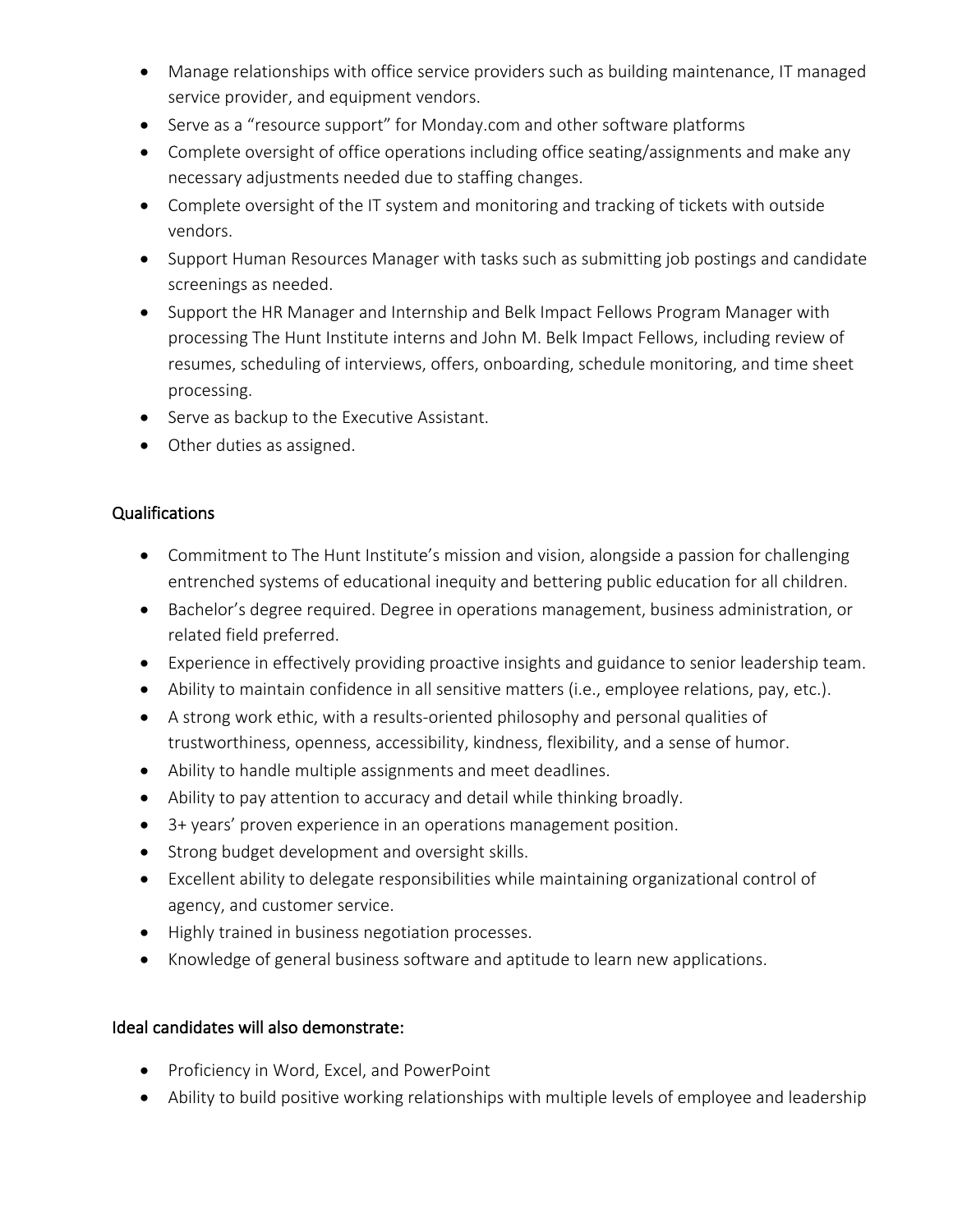- Manage relationships with office service providers such as building maintenance, IT managed service provider, and equipment vendors.
- Serve as a "resource support" for Monday.com and other software platforms
- Complete oversight of office operations including office seating/assignments and make any necessary adjustments needed due to staffing changes.
- Complete oversight of the IT system and monitoring and tracking of tickets with outside vendors.
- Support Human Resources Manager with tasks such as submitting job postings and candidate screenings as needed.
- Support the HR Manager and Internship and Belk Impact Fellows Program Manager with processing The Hunt Institute interns and John M. Belk Impact Fellows, including review of resumes, scheduling of interviews, offers, onboarding, schedule monitoring, and time sheet processing.
- Serve as backup to the Executive Assistant.
- Other duties as assigned.

## Qualifications

- Commitment to The Hunt Institute's mission and vision, alongside a passion for challenging entrenched systems of educational inequity and bettering public education for all children.
- Bachelor's degree required. Degree in operations management, business administration, or related field preferred.
- Experience in effectively providing proactive insights and guidance to senior leadership team.
- Ability to maintain confidence in all sensitive matters (i.e., employee relations, pay, etc.).
- A strong work ethic, with a results-oriented philosophy and personal qualities of trustworthiness, openness, accessibility, kindness, flexibility, and a sense of humor.
- Ability to handle multiple assignments and meet deadlines.
- Ability to pay attention to accuracy and detail while thinking broadly.
- 3+ years' proven experience in an operations management position.
- Strong budget development and oversight skills.
- Excellent ability to delegate responsibilities while maintaining organizational control of agency, and customer service.
- Highly trained in business negotiation processes.
- Knowledge of general business software and aptitude to learn new applications.

## Ideal candidates will also demonstrate:

- Proficiency in Word, Excel, and PowerPoint
- Ability to build positive working relationships with multiple levels of employee and leadership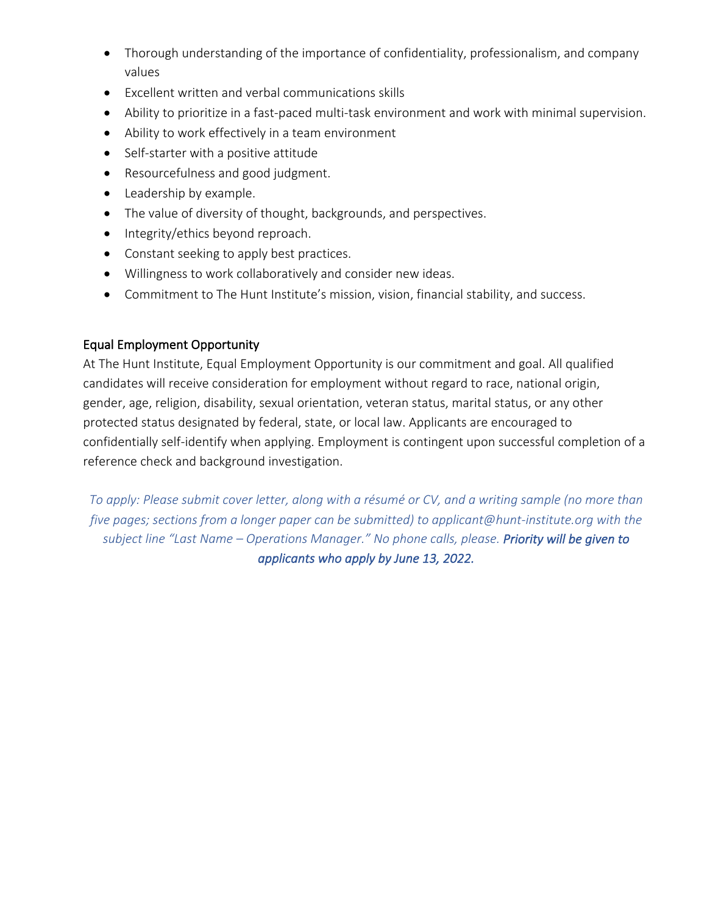- Thorough understanding of the importance of confidentiality, professionalism, and company values
- Excellent written and verbal communications skills
- Ability to prioritize in a fast-paced multi-task environment and work with minimal supervision.
- Ability to work effectively in a team environment
- Self-starter with a positive attitude
- Resourcefulness and good judgment.
- Leadership by example.
- The value of diversity of thought, backgrounds, and perspectives.
- Integrity/ethics beyond reproach.
- Constant seeking to apply best practices.
- Willingness to work collaboratively and consider new ideas.
- Commitment to The Hunt Institute's mission, vision, financial stability, and success.

## Equal Employment Opportunity

At The Hunt Institute, Equal Employment Opportunity is our commitment and goal. All qualified candidates will receive consideration for employment without regard to race, national origin, gender, age, religion, disability, sexual orientation, veteran status, marital status, or any other protected status designated by federal, state, or local law. Applicants are encouraged to confidentially self-identify when applying. Employment is contingent upon successful completion of a reference check and background investigation.

*To apply: Please submit cover letter, along with a résumé or CV, and a writing sample (no more than five pages; sections from a longer paper can be submitted) to applicant@hunt-institute.org with the subject line "Last Name – Operations Manager." No phone calls, please.* ***Priority will be given to applicants who apply by June 13, 2022.***